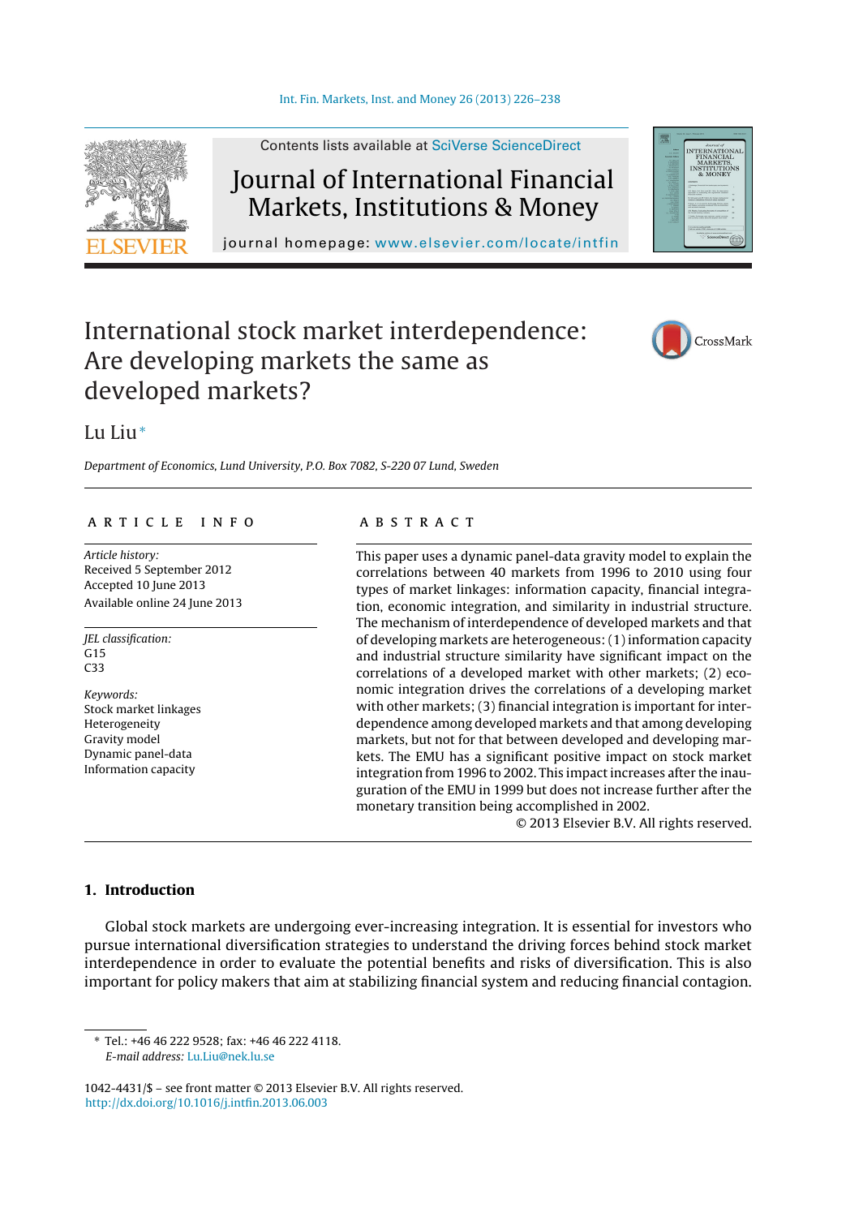Contents lists available at SciVerse ScienceDirect

# Journal of International Financial Markets, Institutions & Money

journal homepage: www.elsevier.com/locate/intfin

# International stock market interdependence: Are developing markets the same as developed markets?

Lu Liu*

*Department of Economics, Lund University, P.O. Box 7082, S-220 07 Lund, Sweden*

## ARTICLE INFO

*Article history:*
Received 5 September 2012
Accepted 10 June 2013
Available online 24 June 2013

*JEL classification:*
G15
C33

*Keywords:*
Stock market linkages
Heterogeneity
Gravity model
Dynamic panel-data
Information capacity

## ABSTRACT

This paper uses a dynamic panel-data gravity model to explain the correlations between 40 markets from 1996 to 2010 using four types of market linkages: information capacity, financial integration, economic integration, and similarity in industrial structure. The mechanism of interdependence of developed markets and that of developing markets are heterogeneous: (1) information capacity and industrial structure similarity have significant impact on the correlations of a developed market with other markets; (2) economic integration drives the correlations of a developing market with other markets; (3) financial integration is important for interdependence among developed markets and that among developing markets, but not for that between developed and developing markets. The EMU has a significant positive impact on stock market integration from 1996 to 2002. This impact increases after the inauguration of the EMU in 1999 but does not increase further after the monetary transition being accomplished in 2002.

© 2013 Elsevier B.V. All rights reserved.

## 1. Introduction

Global stock markets are undergoing ever-increasing integration. It is essential for investors who pursue international diversification strategies to understand the driving forces behind stock market interdependence in order to evaluate the potential benefits and risks of diversification. This is also important for policy makers that aim at stabilizing financial system and reducing financial contagion.

\* Tel.: +46 46 222 9528; fax: +46 46 222 4118.
*E-mail address:* Lu.Liu@nek.lu.se

1042-4431/$ – see front matter © 2013 Elsevier B.V. All rights reserved.
http://dx.doi.org/10.1016/j.intfin.2013.06.003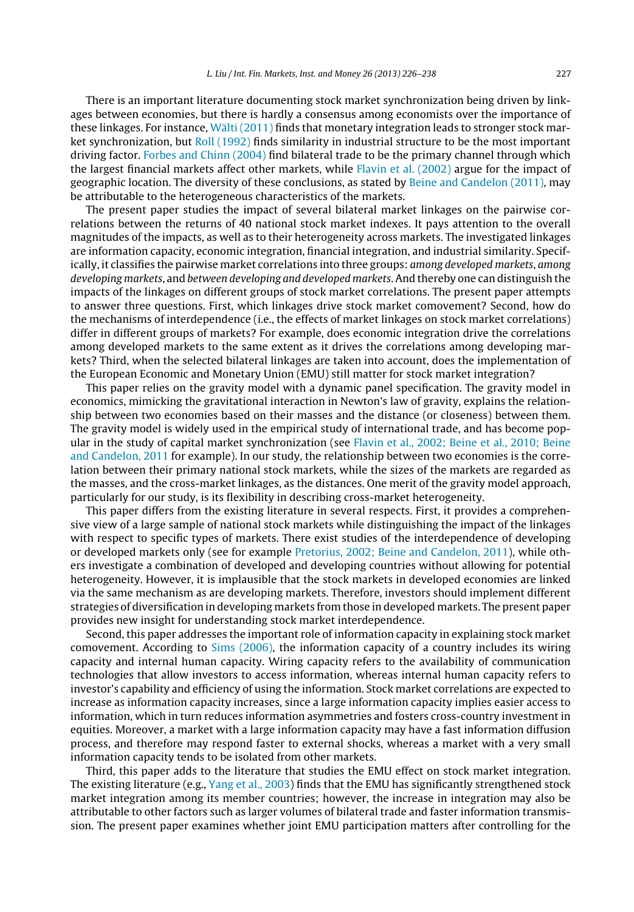There is an important literature documenting stock market synchronization being driven by linkages between economies, but there is hardly a consensus among economists over the importance of these linkages. For instance, Wälti (2011) finds that monetary integration leads to stronger stock market synchronization, but Roll (1992) finds similarity in industrial structure to be the most important driving factor. Forbes and Chinn (2004) find bilateral trade to be the primary channel through which the largest financial markets affect other markets, while Flavin et al. (2002) argue for the impact of geographic location. The diversity of these conclusions, as stated by Beine and Candelon (2011), may be attributable to the heterogeneous characteristics of the markets.

The present paper studies the impact of several bilateral market linkages on the pairwise correlations between the returns of 40 national stock market indexes. It pays attention to the overall magnitudes of the impacts, as well as to their heterogeneity across markets. The investigated linkages are information capacity, economic integration, financial integration, and industrial similarity. Specifically, it classifies the pairwise market correlations into three groups: *among developed markets*, *among developing markets*, and *between developing and developed markets*. And thereby one can distinguish the impacts of the linkages on different groups of stock market correlations. The present paper attempts to answer three questions. First, which linkages drive stock market comovement? Second, how do the mechanisms of interdependence (i.e., the effects of market linkages on stock market correlations) differ in different groups of markets? For example, does economic integration drive the correlations among developed markets to the same extent as it drives the correlations among developing markets? Third, when the selected bilateral linkages are taken into account, does the implementation of the European Economic and Monetary Union (EMU) still matter for stock market integration?

This paper relies on the gravity model with a dynamic panel specification. The gravity model in economics, mimicking the gravitational interaction in Newton's law of gravity, explains the relationship between two economies based on their masses and the distance (or closeness) between them. The gravity model is widely used in the empirical study of international trade, and has become popular in the study of capital market synchronization (see Flavin et al., 2002; Beine et al., 2010; Beine and Candelon, 2011 for example). In our study, the relationship between two economies is the correlation between their primary national stock markets, while the sizes of the markets are regarded as the masses, and the cross-market linkages, as the distances. One merit of the gravity model approach, particularly for our study, is its flexibility in describing cross-market heterogeneity.

This paper differs from the existing literature in several respects. First, it provides a comprehensive view of a large sample of national stock markets while distinguishing the impact of the linkages with respect to specific types of markets. There exist studies of the interdependence of developing or developed markets only (see for example Pretorius, 2002; Beine and Candelon, 2011), while others investigate a combination of developed and developing countries without allowing for potential heterogeneity. However, it is implausible that the stock markets in developed economies are linked via the same mechanism as are developing markets. Therefore, investors should implement different strategies of diversification in developing markets from those in developed markets. The present paper provides new insight for understanding stock market interdependence.

Second, this paper addresses the important role of information capacity in explaining stock market comovement. According to Sims (2006), the information capacity of a country includes its wiring capacity and internal human capacity. Wiring capacity refers to the availability of communication technologies that allow investors to access information, whereas internal human capacity refers to investor's capability and efficiency of using the information. Stock market correlations are expected to increase as information capacity increases, since a large information capacity implies easier access to information, which in turn reduces information asymmetries and fosters cross-country investment in equities. Moreover, a market with a large information capacity may have a fast information diffusion process, and therefore may respond faster to external shocks, whereas a market with a very small information capacity tends to be isolated from other markets.

Third, this paper adds to the literature that studies the EMU effect on stock market integration. The existing literature (e.g., Yang et al., 2003) finds that the EMU has significantly strengthened stock market integration among its member countries; however, the increase in integration may also be attributable to other factors such as larger volumes of bilateral trade and faster information transmission. The present paper examines whether joint EMU participation matters after controlling for the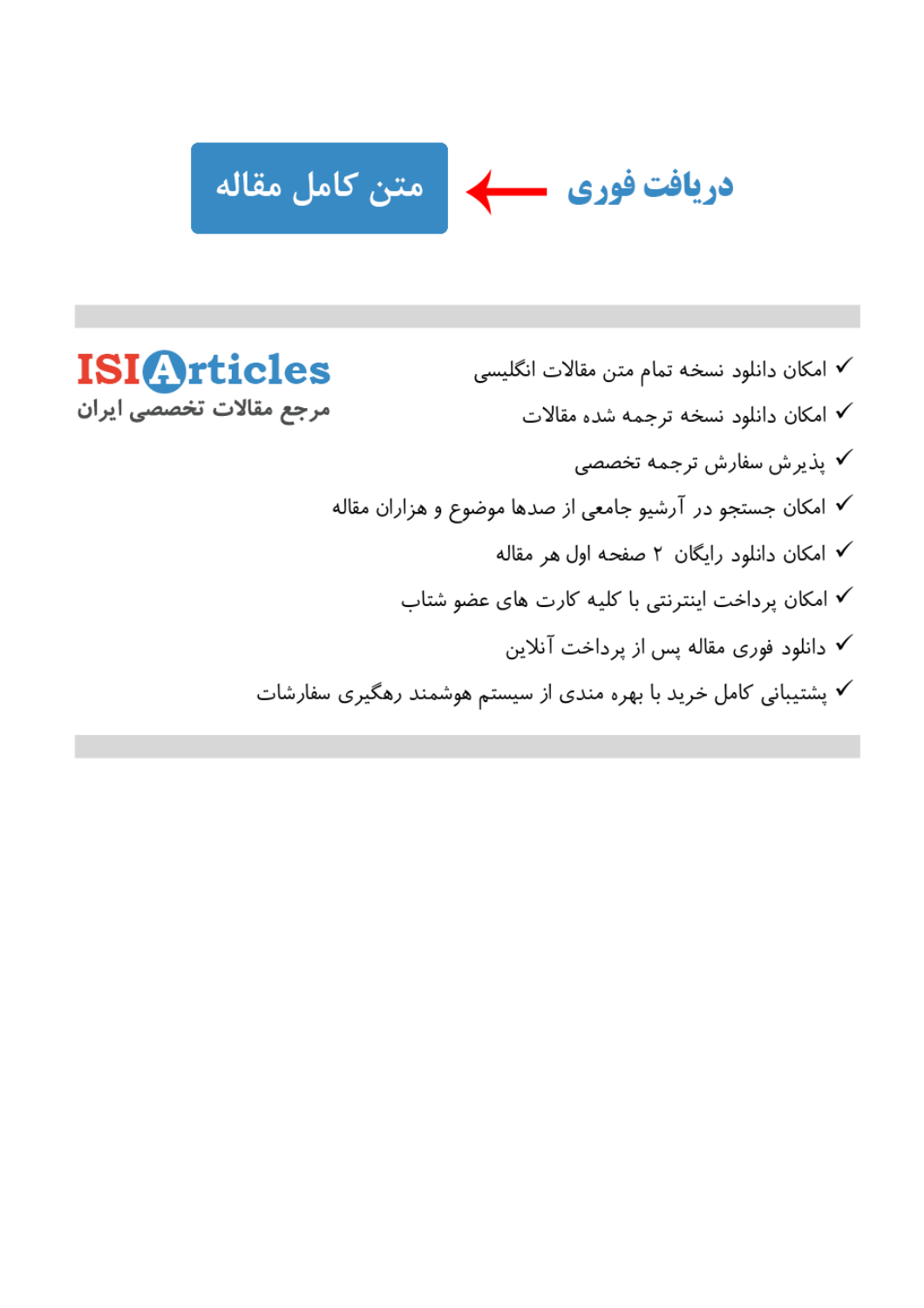دریافت فوری ← **متن کامل مقاله**

**ISIArticles**
مرجع مقالات تخصصی ایران

- ✓ امکان دانلود نسخه تمام متن مقالات انگلیسی
- ✓ امکان دانلود نسخه ترجمه شده مقالات
- ✓ پذیرش سفارش ترجمه تخصصی
- ✓ امکان جستجو در آرشیو جامعی از صدها موضوع و هزاران مقاله
- ✓ امکان دانلود رایگان ۲ صفحه اول هر مقاله
- ✓ امکان پرداخت اینترنتی با کلیه کارت های عضو شتاب
- ✓ دانلود فوری مقاله پس از پرداخت آنلاین
- ✓ پشتیبانی کامل خرید با بهره مندی از سیستم هوشمند رهگیری سفارشات